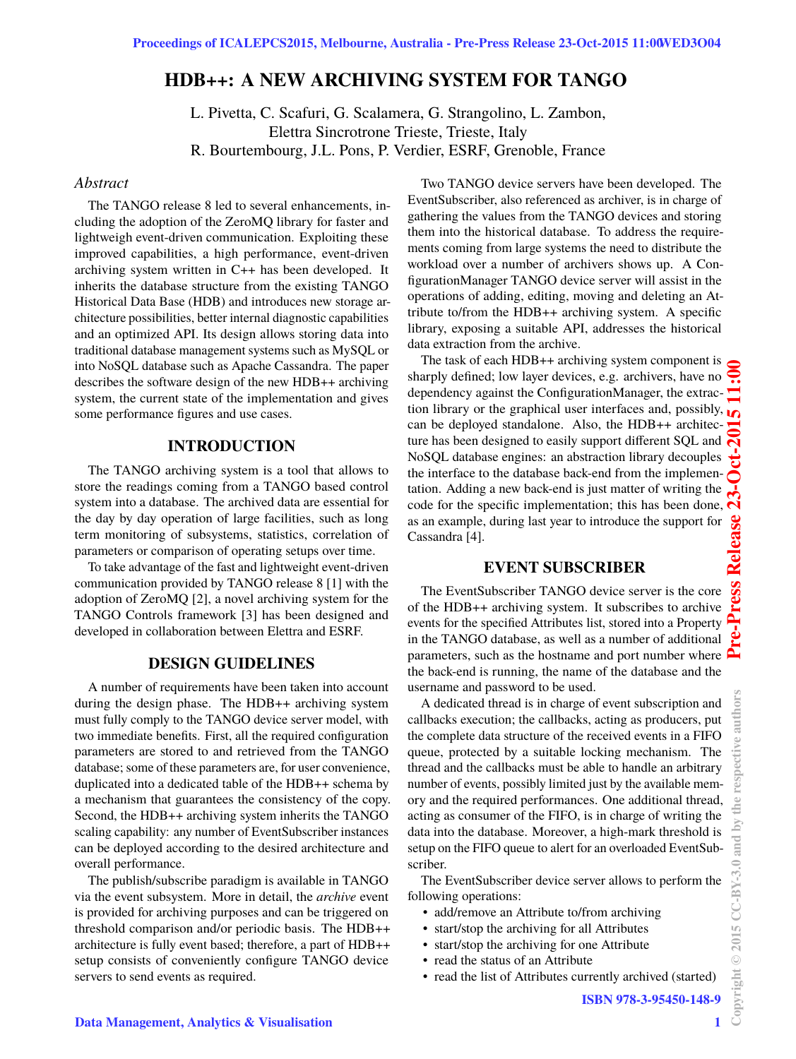# HDB++: A NEW ARCHIVING SYSTEM FOR TANGO

L. Pivetta, C. Scafuri, G. Scalamera, G. Strangolino, L. Zambon,
Elettra Sincrotrone Trieste, Trieste, Italy
R. Bourtembourg, J.L. Pons, P. Verdier, ESRF, Grenoble, France

## *Abstract*

The TANGO release 8 led to several enhancements, including the adoption of the ZeroMQ library for faster and lightweigh event-driven communication. Exploiting these improved capabilities, a high performance, event-driven archiving system written in C++ has been developed. It inherits the database structure from the existing TANGO Historical Data Base (HDB) and introduces new storage architecture possibilities, better internal diagnostic capabilities and an optimized API. Its design allows storing data into traditional database management systems such as MySQL or into NoSQL database such as Apache Cassandra. The paper describes the software design of the new HDB++ archiving system, the current state of the implementation and gives some performance figures and use cases.

## INTRODUCTION

The TANGO archiving system is a tool that allows to store the readings coming from a TANGO based control system into a database. The archived data are essential for the day by day operation of large facilities, such as long term monitoring of subsystems, statistics, correlation of parameters or comparison of operating setups over time.

To take advantage of the fast and lightweight event-driven communication provided by TANGO release 8 [1] with the adoption of ZeroMQ [2], a novel archiving system for the TANGO Controls framework [3] has been designed and developed in collaboration between Elettra and ESRF.

## DESIGN GUIDELINES

A number of requirements have been taken into account during the design phase. The HDB++ archiving system must fully comply to the TANGO device server model, with two immediate benefits. First, all the required configuration parameters are stored to and retrieved from the TANGO database; some of these parameters are, for user convenience, duplicated into a dedicated table of the HDB++ schema by a mechanism that guarantees the consistency of the copy. Second, the HDB++ archiving system inherits the TANGO scaling capability: any number of EventSubscriber instances can be deployed according to the desired architecture and overall performance.

The publish/subscribe paradigm is available in TANGO via the event subsystem. More in detail, the *archive* event is provided for archiving purposes and can be triggered on threshold comparison and/or periodic basis. The HDB++ architecture is fully event based; therefore, a part of HDB++ setup consists of conveniently configure TANGO device servers to send events as required.

Two TANGO device servers have been developed. The EventSubscriber, also referenced as archiver, is in charge of gathering the values from the TANGO devices and storing them into the historical database. To address the requirements coming from large systems the need to distribute the workload over a number of archivers shows up. A ConfigurationManager TANGO device server will assist in the operations of adding, editing, moving and deleting an Attribute to/from the HDB++ archiving system. A specific library, exposing a suitable API, addresses the historical data extraction from the archive.

The task of each HDB++ archiving system component is sharply defined; low layer devices, e.g. archivers, have no dependency against the ConfigurationManager, the extraction library or the graphical user interfaces and, possibly, can be deployed standalone. Also, the HDB++ architecture has been designed to easily support different SQL and NoSQL database engines: an abstraction library decouples the interface to the database back-end from the implementation. Adding a new back-end is just matter of writing the code for the specific implementation; this has been done, as an example, during last year to introduce the support for Cassandra [4].

## EVENT SUBSCRIBER

The EventSubscriber TANGO device server is the core of the HDB++ archiving system. It subscribes to archive events for the specified Attributes list, stored into a Property in the TANGO database, as well as a number of additional parameters, such as the hostname and port number where the back-end is running, the name of the database and the username and password to be used.

A dedicated thread is in charge of event subscription and callbacks execution; the callbacks, acting as producers, put the complete data structure of the received events in a FIFO queue, protected by a suitable locking mechanism. The thread and the callbacks must be able to handle an arbitrary number of events, possibly limited just by the available memory and the required performances. One additional thread, acting as consumer of the FIFO, is in charge of writing the data into the database. Moreover, a high-mark threshold is setup on the FIFO queue to alert for an overloaded EventSubscriber.

The EventSubscriber device server allows to perform the following operations:

- add/remove an Attribute to/from archiving
- start/stop the archiving for all Attributes
- start/stop the archiving for one Attribute
- read the status of an Attribute
- read the list of Attributes currently archived (started)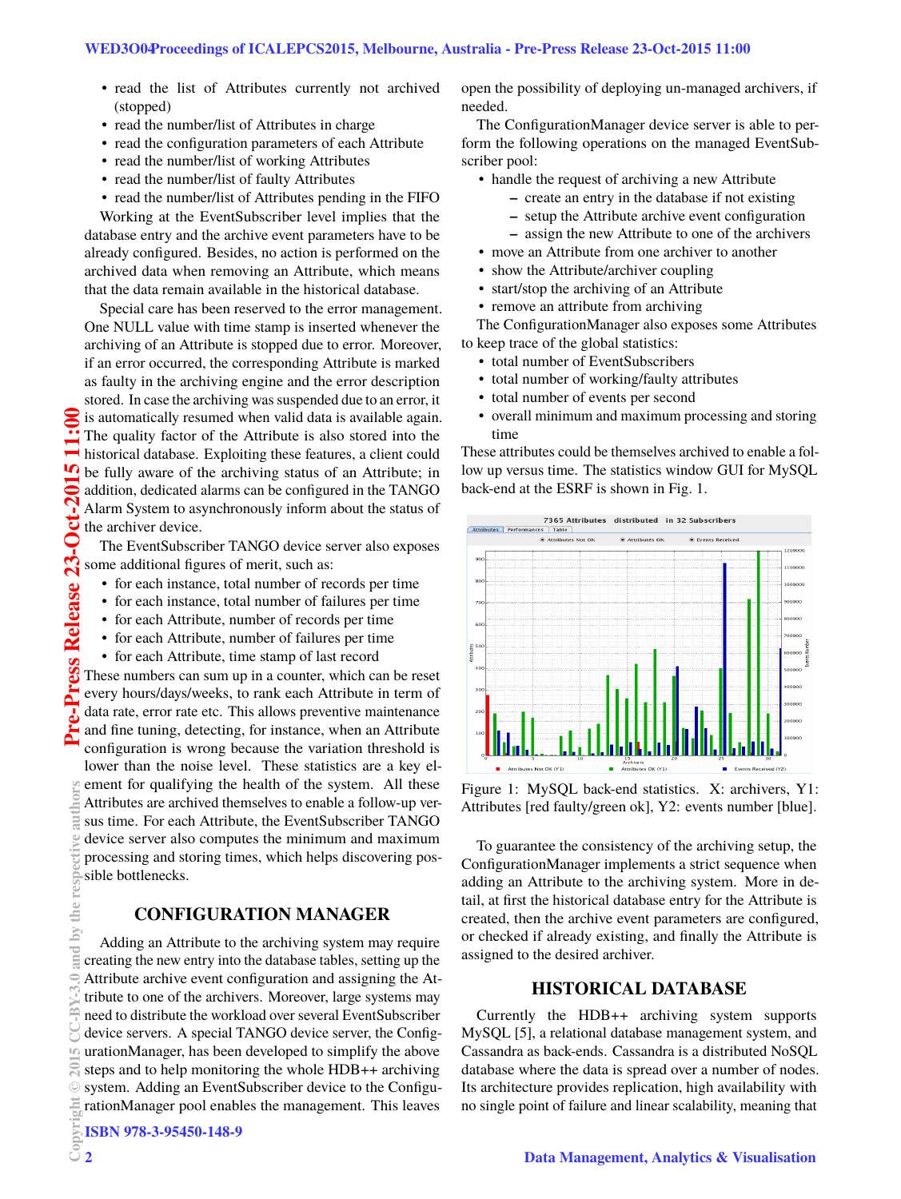- read the list of Attributes currently not archived (stopped)
- read the number/list of Attributes in charge
- read the configuration parameters of each Attribute
- read the number/list of working Attributes
- read the number/list of faulty Attributes
- read the number/list of Attributes pending in the FIFO

Working at the EventSubscriber level implies that the database entry and the archive event parameters have to be already configured. Besides, no action is performed on the archived data when removing an Attribute, which means that the data remain available in the historical database.

Special care has been reserved to the error management. One NULL value with time stamp is inserted whenever the archiving of an Attribute is stopped due to error. Moreover, if an error occurred, the corresponding Attribute is marked as faulty in the archiving engine and the error description stored. In case the archiving was suspended due to an error, it is automatically resumed when valid data is available again. The quality factor of the Attribute is also stored into the historical database. Exploiting these features, a client could be fully aware of the archiving status of an Attribute; in addition, dedicated alarms can be configured in the TANGO Alarm System to asynchronously inform about the status of the archiver device.

The EventSubscriber TANGO device server also exposes some additional figures of merit, such as:

- for each instance, total number of records per time
- for each instance, total number of failures per time
- for each Attribute, number of records per time
- for each Attribute, number of failures per time
- for each Attribute, time stamp of last record

These numbers can sum up in a counter, which can be reset every hours/days/weeks, to rank each Attribute in term of data rate, error rate etc. This allows preventive maintenance and fine tuning, detecting, for instance, when an Attribute configuration is wrong because the variation threshold is lower than the noise level. These statistics are a key element for qualifying the health of the system. All these Attributes are archived themselves to enable a follow-up versus time. For each Attribute, the EventSubscriber TANGO device server also computes the minimum and maximum processing and storing times, which helps discovering possible bottlenecks.

## CONFIGURATION MANAGER

Adding an Attribute to the archiving system may require creating the new entry into the database tables, setting up the Attribute archive event configuration and assigning the Attribute to one of the archivers. Moreover, large systems may need to distribute the workload over several EventSubscriber device servers. A special TANGO device server, the ConfigurationManager, has been developed to simplify the above steps and to help monitoring the whole HDB++ archiving system. Adding an EventSubscriber device to the ConfigurationManager pool enables the management. This leaves open the possibility of deploying un-managed archivers, if needed.

The ConfigurationManager device server is able to perform the following operations on the managed EventSubscriber pool:

- handle the request of archiving a new Attribute
  - create an entry in the database if not existing
  - setup the Attribute archive event configuration
  - assign the new Attribute to one of the archivers
- move an Attribute from one archiver to another
- show the Attribute/archiver coupling
- start/stop the archiving of an Attribute
- remove an attribute from archiving

The ConfigurationManager also exposes some Attributes to keep trace of the global statistics:

- total number of EventSubscribers
- total number of working/faulty attributes
- total number of events per second
- overall minimum and maximum processing and storing time

These attributes could be themselves archived to enable a follow up versus time. The statistics window GUI for MySQL back-end at the ESRF is shown in Fig. 1.

Figure 1: MySQL back-end statistics. X: archivers, Y1: Attributes [red faulty/green ok], Y2: events number [blue].

To guarantee the consistency of the archiving setup, the ConfigurationManager implements a strict sequence when adding an Attribute to the archiving system. More in detail, at first the historical database entry for the Attribute is created, then the archive event parameters are configured, or checked if already existing, and finally the Attribute is assigned to the desired archiver.

## HISTORICAL DATABASE

Currently the HDB++ archiving system supports MySQL [5], a relational database management system, and Cassandra as back-ends. Cassandra is a distributed NoSQL database where the data is spread over a number of nodes. Its architecture provides replication, high availability with no single point of failure and linear scalability, meaning that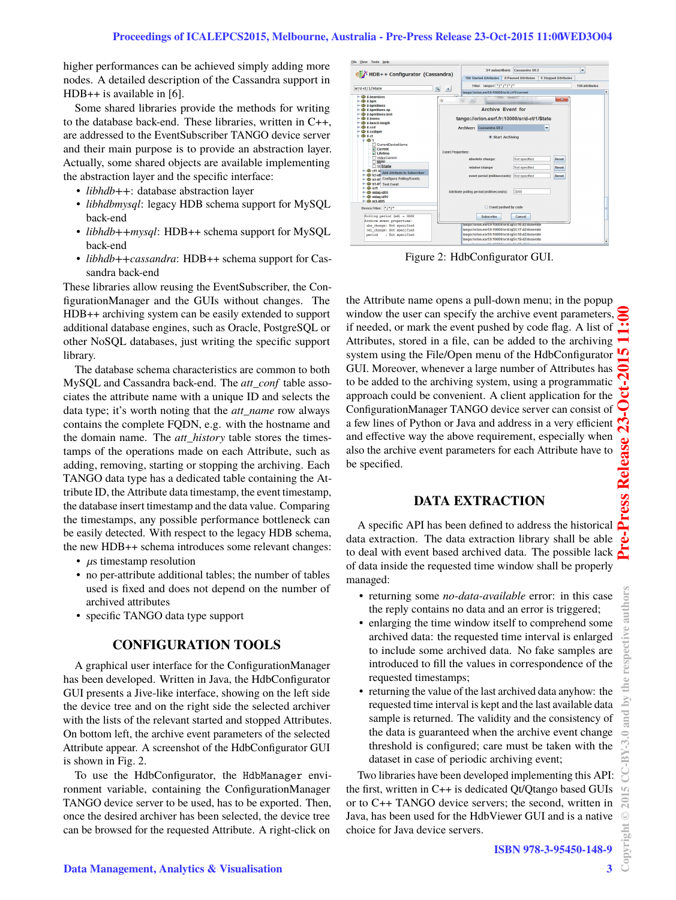higher performances can be achieved simply adding more nodes. A detailed description of the Cassandra support in HDB++ is available in [6].

Some shared libraries provide the methods for writing to the database back-end. These libraries, written in C++, are addressed to the EventSubscriber TANGO device server and their main purpose is to provide an abstraction layer. Actually, some shared objects are available implementing the abstraction layer and the specific interface:

- *libhdb++*: database abstraction layer
- *libhdbmysql*: legacy HDB schema support for MySQL back-end
- *libhdb++mysql*: HDB++ schema support for MySQL back-end
- *libhdb++cassandra*: HDB++ schema support for Cassandra back-end

These libraries allow reusing the EventSubscriber, the ConfigurationManager and the GUIs without changes. The HDB++ archiving system can be easily extended to support additional database engines, such as Oracle, PostgreSQL or other NoSQL databases, just writing the specific support library.

The database schema characteristics are common to both MySQL and Cassandra back-end. The *att_conf* table associates the attribute name with a unique ID and selects the data type; it's worth noting that the *att_name* row always contains the complete FQDN, e.g. with the hostname and the domain name. The *att_history* table stores the timestamps of the operations made on each Attribute, such as adding, removing, starting or stopping the archiving. Each TANGO data type has a dedicated table containing the Attribute ID, the Attribute data timestamp, the event timestamp, the database insert timestamp and the data value. Comparing the timestamps, any possible performance bottleneck can be easily detected. With respect to the legacy HDB schema, the new HDB++ schema introduces some relevant changes:

- $\mu s$ timestamp resolution
- no per-attribute additional tables; the number of tables used is fixed and does not depend on the number of archived attributes
- specific TANGO data type support

## CONFIGURATION TOOLS

A graphical user interface for the ConfigurationManager has been developed. Written in Java, the HdbConfigurator GUI presents a Jive-like interface, showing on the left side the device tree and on the right side the selected archiver with the lists of the relevant started and stopped Attributes. On bottom left, the archive event parameters of the selected Attribute appear. A screenshot of the HdbConfigurator GUI is shown in Fig. 2.

To use the HdbConfigurator, the `HdbManager` environment variable, containing the ConfigurationManager TANGO device server to be used, has to be exported. Then, once the desired archiver has been selected, the device tree can be browsed for the requested Attribute. A right-click on

Figure 2: HdbConfigurator GUI.

the Attribute name opens a pull-down menu; in the popup window the user can specify the archive event parameters, if needed, or mark the event pushed by code flag. A list of Attributes, stored in a file, can be added to the archiving system using the File/Open menu of the HdbConfigurator GUI. Moreover, whenever a large number of Attributes has to be added to the archiving system, using a programmatic approach could be convenient. A client application for the ConfigurationManager TANGO device server can consist of a few lines of Python or Java and address in a very efficient and effective way the above requirement, especially when also the archive event parameters for each Attribute have to be specified.

## DATA EXTRACTION

A specific API has been defined to address the historical data extraction. The data extraction library shall be able to deal with event based archived data. The possible lack of data inside the requested time window shall be properly managed:

- returning some *no-data-available* error: in this case the reply contains no data and an error is triggered;
- enlarging the time window itself to comprehend some archived data: the requested time interval is enlarged to include some archived data. No fake samples are introduced to fill the values in correspondence of the requested timestamps;
- returning the value of the last archived data anyhow: the requested time interval is kept and the last available data sample is returned. The validity and the consistency of the data is guaranteed when the archive event change threshold is configured; care must be taken with the dataset in case of periodic archiving event;

Two libraries have been developed implementing this API: the first, written in C++ is dedicated Qt/Qtango based GUIs or to C++ TANGO device servers; the second, written in Java, has been used for the HdbViewer GUI and is a native choice for Java device servers.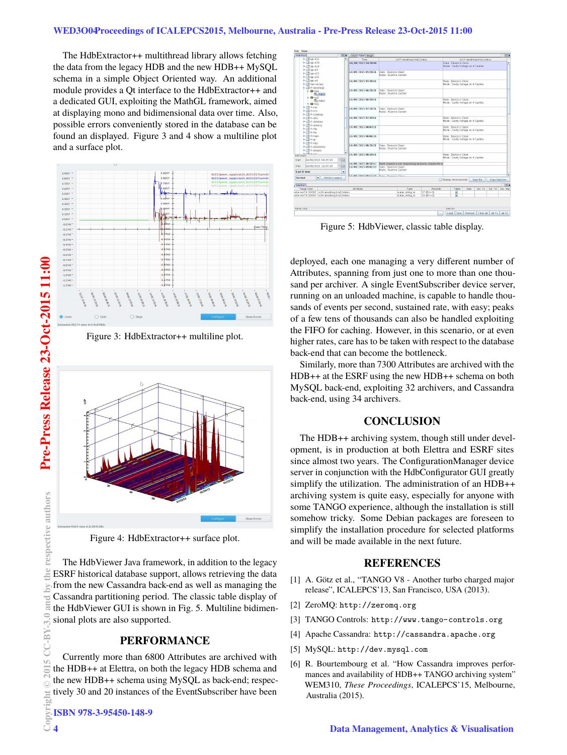The HdbExtractor++ multithread library allows fetching the data from the legacy HDB and the new HDB++ MySQL schema in a simple Object Oriented way. An additional module provides a Qt interface to the HdbExtractor++ and a dedicated GUI, exploiting the MathGL framework, aimed at displaying mono and bidimensional data over time. Also, possible errors conveniently stored in the database can be found an displayed. Figure 3 and 4 show a multiline plot and a surface plot.

Figure 3: HdbExtractor++ multiline plot.

Figure 4: HdbExtractor++ surface plot.

The HdbViewer Java framework, in addition to the legacy ESRF historical database support, allows retrieving the data from the new Cassandra back-end as well as managing the Cassandra partitioning period. The classic table display of the HdbViewer GUI is shown in Fig. 5. Multiline bidimensional plots are also supported.

## PERFORMANCE

Currently more than 6800 Attributes are archived with the HDB++ at Elettra, on both the legacy HDB schema and the new HDB++ schema using MySQL as back-end; respectively 30 and 20 instances of the EventSubscriber have been deployed, each one managing a very different number of Attributes, spanning from just one to more than one thousand per archiver. A single EventSubscriber device server, running on an unloaded machine, is capable to handle thousands of events per second, sustained rate, with easy; peaks of a few tens of thousands can also be handled exploiting the FIFO for caching. However, in this scenario, or at even higher rates, care has to be taken with respect to the database back-end that can become the bottleneck.

Similarly, more than 7300 Attributes are archived with the HDB++ at the ESRF using the new HDB++ schema on both MySQL back-end, exploiting 32 archivers, and Cassandra back-end, using 34 archivers.

Figure 5: HdbViewer, classic table display.

## CONCLUSION

The HDB++ archiving system, though still under development, is in production at both Elettra and ESRF sites since almost two years. The ConfigurationManager device server in conjunction with the HdbConfigurator GUI greatly simplify the utilization. The administration of an HDB++ archiving system is quite easy, especially for anyone with some TANGO experience, although the installation is still somehow tricky. Some Debian packages are foreseen to simplify the installation procedure for selected platforms and will be made available in the next future.

## REFERENCES

[1] A. Götz et al., "TANGO V8 - Another turbo charged major release", ICALEPCS'13, San Francisco, USA (2013).

[2] ZeroMQ: http://zeromq.org

[3] TANGO Controls: http://www.tango-controls.org

[4] Apache Cassandra: http://cassandra.apache.org

[5] MySQL: http://dev.mysql.com

[6] R. Bourtembourg et al. "How Cassandra improves performances and availability of HDB++ TANGO archiving system" WEM310, *These Proceedings*, ICALEPCS'15, Melbourne, Australia (2015).